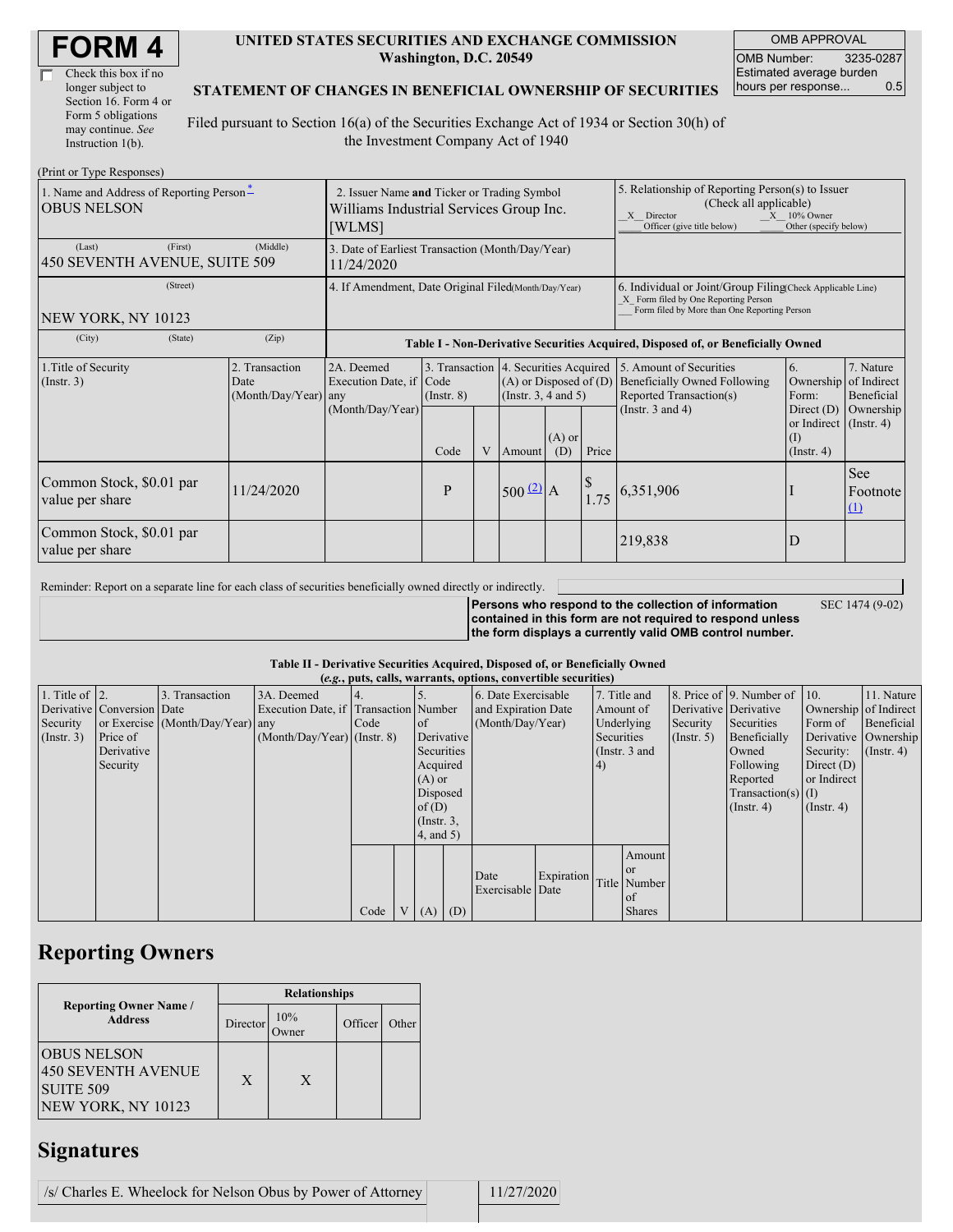# FORM 4

☐ Check this box if no longer subject to Section 16. Form 4 or Form 5 obligations may continue. *See* Instruction 1(b).

**UNITED STATES SECURITIES AND EXCHANGE COMMISSION**
**Washington, D.C. 20549**

**STATEMENT OF CHANGES IN BENEFICIAL OWNERSHIP OF SECURITIES**

Filed pursuant to Section 16(a) of the Securities Exchange Act of 1934 or Section 30(h) of the Investment Company Act of 1940

| OMB APPROVAL | |
|---|---|
| OMB Number: | 3235-0287 |
| Estimated average burden hours per response... | 0.5 |

(Print or Type Responses)

| 1. Name and Address of Reporting Person* | 2. Issuer Name and Ticker or Trading Symbol | 5. Relationship of Reporting Person(s) to Issuer (Check all applicable) |
|---|---|---|
| OBUS NELSON | Williams Industrial Services Group Inc. [WLMS] | X Director; X 10% Owner; Officer (give title below); Other (specify below) |
| (Last) (First) (Middle) 450 SEVENTH AVENUE, SUITE 509 | 3. Date of Earliest Transaction (Month/Day/Year) 11/24/2020 | |
| (Street) NEW YORK, NY 10123 | 4. If Amendment, Date Original Filed (Month/Day/Year) | 6. Individual or Joint/Group Filing (Check Applicable Line) X Form filed by One Reporting Person; Form filed by More than One Reporting Person |
| (City) (State) (Zip) | | |

**Table I - Non-Derivative Securities Acquired, Disposed of, or Beneficially Owned**

| 1.Title of Security (Instr. 3) | 2. Transaction Date (Month/Day/Year) | 2A. Deemed Execution Date, if any (Month/Day/Year) | 3. Transaction Code (Instr. 8) | | 4. Securities Acquired (A) or Disposed of (D) (Instr. 3, 4 and 5) | | | 5. Amount of Securities Beneficially Owned Following Reported Transaction(s) (Instr. 3 and 4) | 6. Ownership Form: Direct (D) or Indirect (I) (Instr. 4) | 7. Nature of Indirect Beneficial Ownership (Instr. 4) |
|---|---|---|---|---|---|---|---|---|---|---|
| | | | Code | V | Amount | (A) or (D) | Price | | | |
| Common Stock, $0.01 par value per share | 11/24/2020 | | P | | 500 [(2)] | A | $ 1.75 | 6,351,906 | I | See Footnote [(1)] |
| Common Stock, $0.01 par value per share | | | | | | | | 219,838 | D | |

Reminder: Report on a separate line for each class of securities beneficially owned directly or indirectly.

**Persons who respond to the collection of information contained in this form are not required to respond unless the form displays a currently valid OMB control number.** SEC 1474 (9-02)

**Table II - Derivative Securities Acquired, Disposed of, or Beneficially Owned**
**(*e.g.*, puts, calls, warrants, options, convertible securities)**

| 1. Title of Derivative Security (Instr. 3) | 2. Conversion or Exercise Price of Derivative Security | 3. Transaction Date (Month/Day/Year) | 3A. Deemed Execution Date, if any (Month/Day/Year) | 4. Transaction Code (Instr. 8) | | 5. Number of Derivative Securities Acquired (A) or Disposed of (D) (Instr. 3, 4, and 5) | | 6. Date Exercisable and Expiration Date (Month/Day/Year) | | 7. Title and Amount of Underlying Securities (Instr. 3 and 4) | | 8. Price of Derivative Security (Instr. 5) | 9. Number of Derivative Securities Beneficially Owned Following Reported Transaction(s) (Instr. 4) | 10. Ownership Form of Derivative Security: Direct (D) or Indirect (I) (Instr. 4) | 11. Nature of Indirect Beneficial Ownership (Instr. 4) |
|---|---|---|---|---|---|---|---|---|---|---|---|---|---|---|---|
| | | | | Code | V | (A) | (D) | Date Exercisable | Expiration Date | Title | Amount or Number of Shares | | | | |

## Reporting Owners

| Reporting Owner Name / Address | Relationships | | | |
|---|---|---|---|---|
| | Director | 10% Owner | Officer | Other |
| OBUS NELSON 450 SEVENTH AVENUE SUITE 509 NEW YORK, NY 10123 | X | X | | |

## Signatures

| /s/ Charles E. Wheelock for Nelson Obus by Power of Attorney | 11/27/2020 |
|---|---|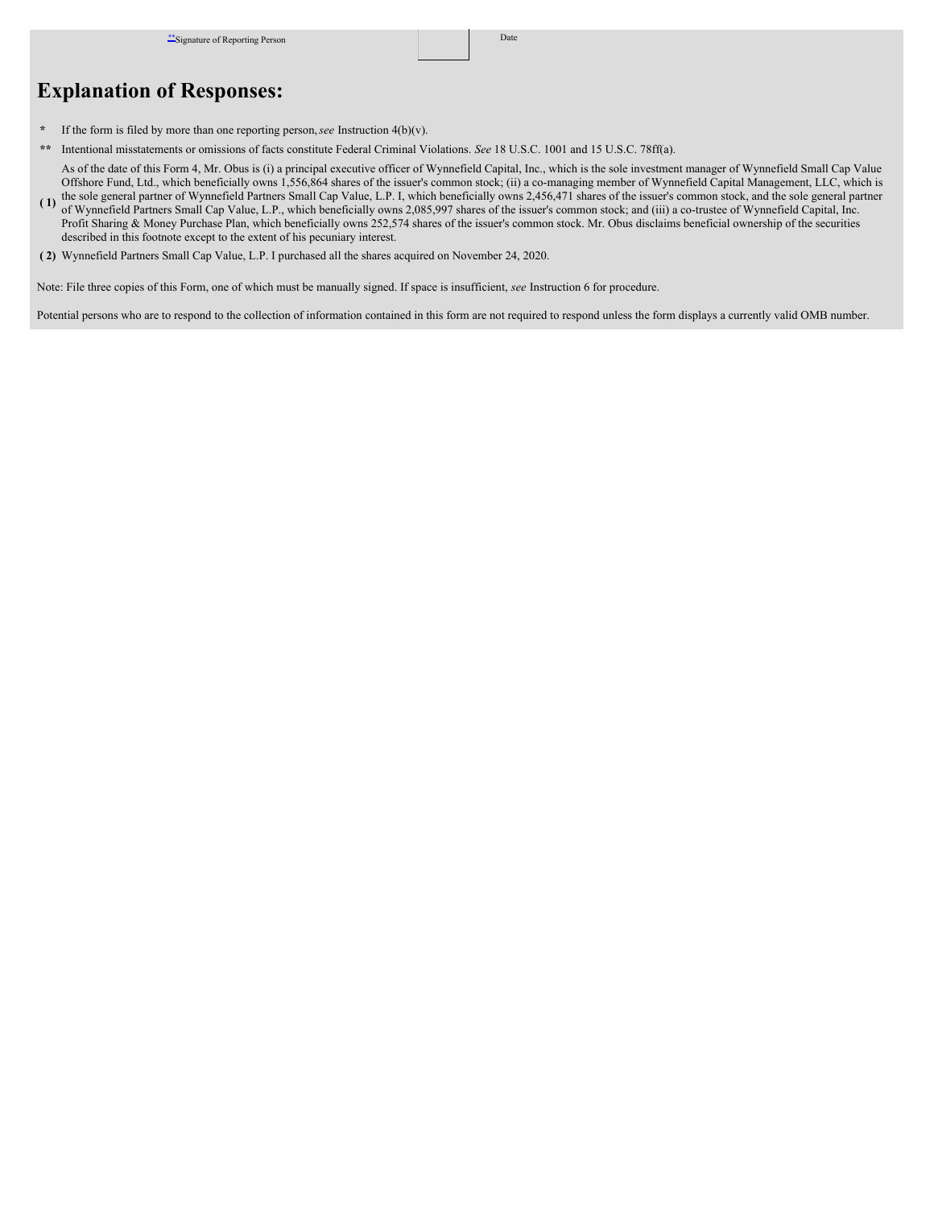| | |
| --- | --- |
| **Signature of Reporting Person | Date |

## Explanation of Responses:

\* If the form is filed by more than one reporting person, *see* Instruction 4(b)(v).

** Intentional misstatements or omissions of facts constitute Federal Criminal Violations. *See* 18 U.S.C. 1001 and 15 U.S.C. 78ff(a).

**(1)** As of the date of this Form 4, Mr. Obus is (i) a principal executive officer of Wynnefield Capital, Inc., which is the sole investment manager of Wynnefield Small Cap Value Offshore Fund, Ltd., which beneficially owns 1,556,864 shares of the issuer's common stock; (ii) a co-managing member of Wynnefield Capital Management, LLC, which is the sole general partner of Wynnefield Partners Small Cap Value, L.P. I, which beneficially owns 2,456,471 shares of the issuer's common stock, and the sole general partner of Wynnefield Partners Small Cap Value, L.P., which beneficially owns 2,085,997 shares of the issuer's common stock; and (iii) a co-trustee of Wynnefield Capital, Inc. Profit Sharing & Money Purchase Plan, which beneficially owns 252,574 shares of the issuer's common stock. Mr. Obus disclaims beneficial ownership of the securities described in this footnote except to the extent of his pecuniary interest.

**(2)** Wynnefield Partners Small Cap Value, L.P. I purchased all the shares acquired on November 24, 2020.

Note: File three copies of this Form, one of which must be manually signed. If space is insufficient, *see* Instruction 6 for procedure.

Potential persons who are to respond to the collection of information contained in this form are not required to respond unless the form displays a currently valid OMB number.